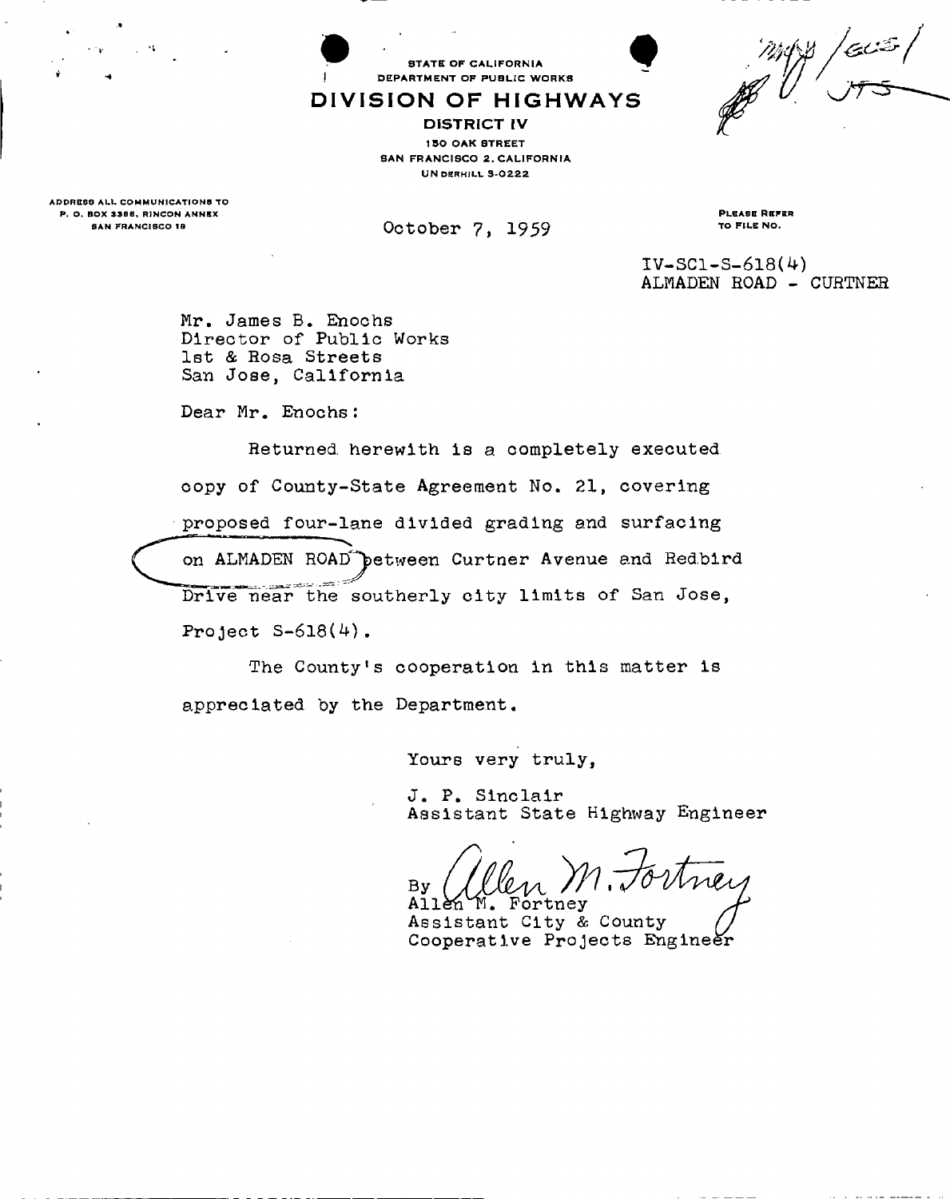STATE OF CALIFORNIA
DEPARTMENT OF PUBLIC WORKS

# DIVISION OF HIGHWAYS

**DISTRICT IV**
150 OAK STREET
SAN FRANCISCO 2, CALIFORNIA
UNDERHILL 3-0222

ADDRESS ALL COMMUNICATIONS TO
P. O. BOX 3366, RINCON ANNEX
SAN FRANCISCO 19

October 7, 1959

PLEASE REFER
TO FILE NO.

IV-SC1-S-618(4)
ALMADEN ROAD - CURTNER

Mr. James B. Enochs
Director of Public Works
1st & Rosa Streets
San Jose, California

Dear Mr. Enochs:

Returned herewith is a completely executed copy of County-State Agreement No. 21, covering proposed four-lane divided grading and surfacing on ALMADEN ROAD between Curtner Avenue and Redbird Drive near the southerly city limits of San Jose, Project S-618(4).

The County's cooperation in this matter is appreciated by the Department.

Yours very truly,

J. P. Sinclair
Assistant State Highway Engineer

By Allen M. Fortney
Allen M. Fortney
Assistant City & County
Cooperative Projects Engineer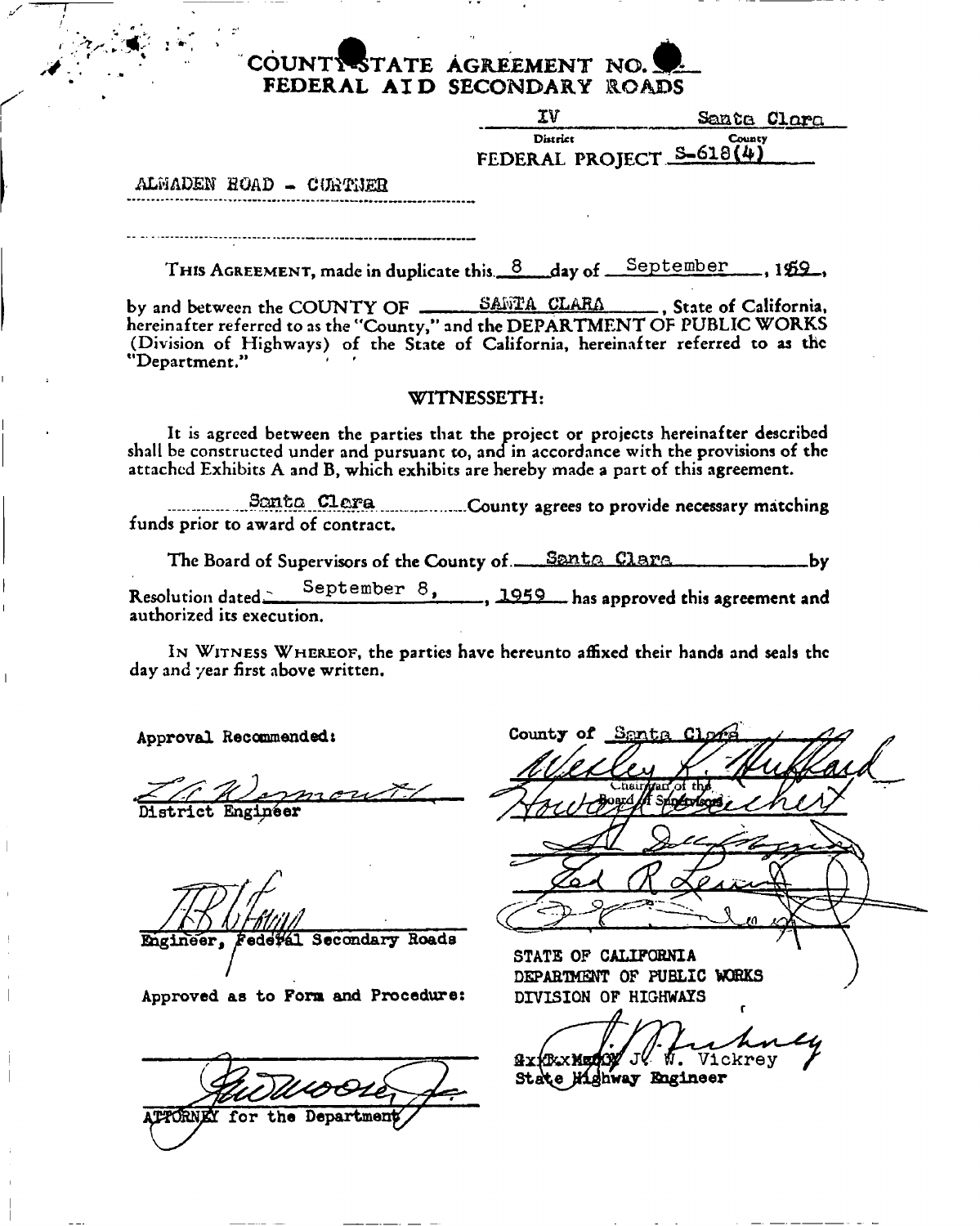# COUNTY-STATE AGREEMENT NO. 

## FEDERAL AID SECONDARY ROADS

IV — Santa Clara
District — County

FEDERAL PROJECT S-618(4)

ALMADEN ROAD - CURTNER

THIS AGREEMENT, made in duplicate this 8 day of September, 1959,

by and between the COUNTY OF SANTA CLARA, State of California, hereinafter referred to as the "County," and the DEPARTMENT OF PUBLIC WORKS (Division of Highways) of the State of California, hereinafter referred to as the "Department."

WITNESSETH:

It is agreed between the parties that the project or projects hereinafter described shall be constructed under and pursuant to, and in accordance with the provisions of the attached Exhibits A and B, which exhibits are hereby made a part of this agreement.

Santa Clara County agrees to provide necessary matching funds prior to award of contract.

The Board of Supervisors of the County of Santa Clara by Resolution dated September 8, 1959 has approved this agreement and authorized its execution.

IN WITNESS WHEREOF, the parties have hereunto affixed their hands and seals the day and year first above written.

Approval Recommended:

District Engineer

Engineer, Federal Secondary Roads

Approved as to Form and Procedure:

ATTORNEY for the Department

County of Santa Clara

Wesley R. Hubbard
Chairman of the Board of Supervisors

STATE OF CALIFORNIA
DEPARTMENT OF PUBLIC WORKS
DIVISION OF HIGHWAYS

J. W. Vickrey
State Highway Engineer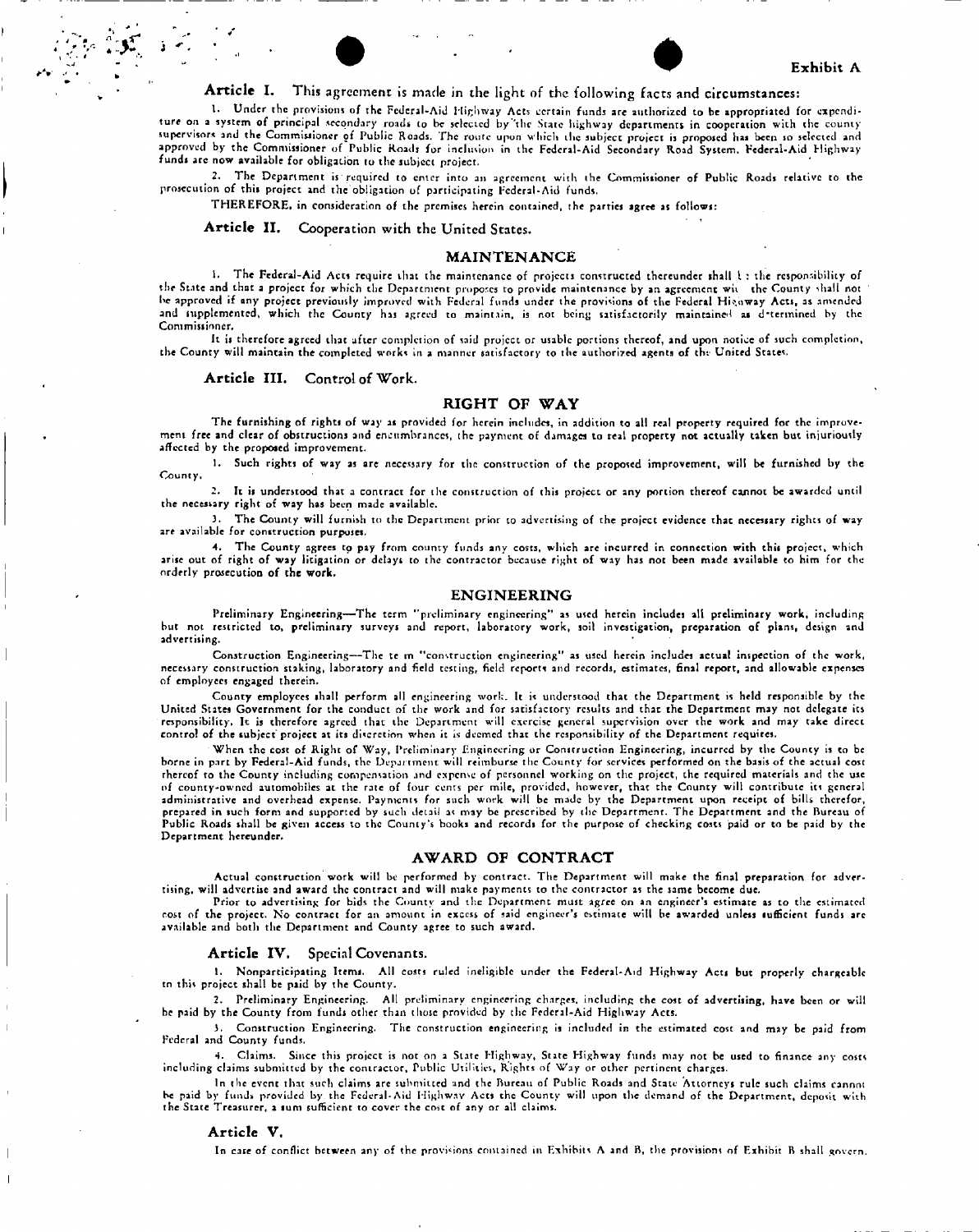**Exhibit A**

**Article I.** This agreement is made in the light of the following facts and circumstances:

1. Under the provisions of the Federal-Aid Highway Acts certain funds are authorized to be appropriated for expenditure on a system of principal secondary roads to be selected by the State highway departments in cooperation with the county supervisors and the Commissioner of Public Roads. The route upon which the subject project is proposed has been so selected and approved by the Commissioner of Public Roads for inclusion in the Federal-Aid Secondary Road System. Federal-Aid Highway funds are now available for obligation to the subject project.

2. The Department is required to enter into an agreement with the Commissioner of Public Roads relative to the prosecution of this project and the obligation of participating Federal-Aid funds.

THEREFORE, in consideration of the premises herein contained, the parties agree as follows:

**Article II.** Cooperation with the United States.

## MAINTENANCE

1. The Federal-Aid Acts require that the maintenance of projects constructed thereunder shall be the responsibility of the State and that a project for which the Department proposes to provide maintenance by an agreement with the County shall not be approved if any project previously improved with Federal funds under the provisions of the Federal Highway Acts, as amended and supplemented, which the County has agreed to maintain, is not being satisfactorily maintained as determined by the Commissioner.

It is therefore agreed that after completion of said project or usable portions thereof, and upon notice of such completion, the County will maintain the completed works in a manner satisfactory to the authorized agents of the United States.

**Article III.** Control of Work.

## RIGHT OF WAY

The furnishing of rights of way as provided for herein includes, in addition to all real property required for the improvement free and clear of obstructions and encumbrances, the payment of damages to real property not actually taken but injuriously affected by the proposed improvement.

1. Such rights of way as are necessary for the construction of the proposed improvement, will be furnished by the County.

2. It is understood that a contract for the construction of this project or any portion thereof cannot be awarded until the necessary right of way has been made available.

3. The County will furnish to the Department prior to advertising of the project evidence that necessary rights of way are available for construction purposes.

4. The County agrees to pay from county funds any costs, which are incurred in connection with this project, which arise out of right of way litigation or delays to the contractor because right of way has not been made available to him for the orderly prosecution of the work.

## ENGINEERING

Preliminary Engineering—The term "preliminary engineering" as used herein includes all preliminary work, including but not restricted to, preliminary surveys and report, laboratory work, soil investigation, preparation of plans, design and advertising.

Construction Engineering—The term "construction engineering" as used herein includes actual inspection of the work, necessary construction staking, laboratory and field testing, field reports and records, estimates, final report, and allowable expenses of employees engaged therein.

County employees shall perform all engineering work. It is understood that the Department is held responsible by the United States Government for the conduct of the work and for satisfactory results and that the Department may not delegate its responsibility. It is therefore agreed that the Department will exercise general supervision over the work and may take direct control of the subject project at its discretion when it is deemed that the responsibility of the Department requires.

When the cost of Right of Way, Preliminary Engineering or Construction Engineering, incurred by the County is to be borne in part by Federal-Aid funds, the Department will reimburse the County for services performed on the basis of the actual cost thereof to the County including compensation and expense of personnel working on the project, the required materials and the use of county-owned automobiles at the rate of four cents per mile, provided, however, that the County will contribute its general administrative and overhead expense. Payments for such work will be made by the Department upon receipt of bills therefor, prepared in such form and supported by such detail as may be prescribed by the Department. The Department and the Bureau of Public Roads shall be given access to the County's books and records for the purpose of checking costs paid or to be paid by the Department hereunder.

## AWARD OF CONTRACT

Actual construction work will be performed by contract. The Department will make the final preparation for advertising, will advertise and award the contract and will make payments to the contractor as the same become due.

Prior to advertising for bids the County and the Department must agree on an engineer's estimate as to the estimated cost of the project. No contract for an amount in excess of said engineer's estimate will be awarded unless sufficient funds are available and both the Department and County agree to such award.

**Article IV.** Special Covenants.

1. Nonparticipating Items. All costs ruled ineligible under the Federal-Aid Highway Acts but properly chargeable to this project shall be paid by the County.

2. Preliminary Engineering. All preliminary engineering charges, including the cost of advertising, have been or will be paid by the County from funds other than those provided by the Federal-Aid Highway Acts.

3. Construction Engineering. The construction engineering is included in the estimated cost and may be paid from Federal and County funds.

4. Claims. Since this project is not on a State Highway, State Highway funds may not be used to finance any costs including claims submitted by the contractor, Public Utilities, Rights of Way or other pertinent charges.

In the event that such claims are submitted and the Bureau of Public Roads and State Attorneys rule such claims cannot be paid by funds provided by the Federal-Aid Highway Acts the County will upon the demand of the Department, deposit with the State Treasurer, a sum sufficient to cover the cost of any or all claims.

**Article V.**

In case of conflict between any of the provisions contained in Exhibits A and B, the provisions of Exhibit B shall govern.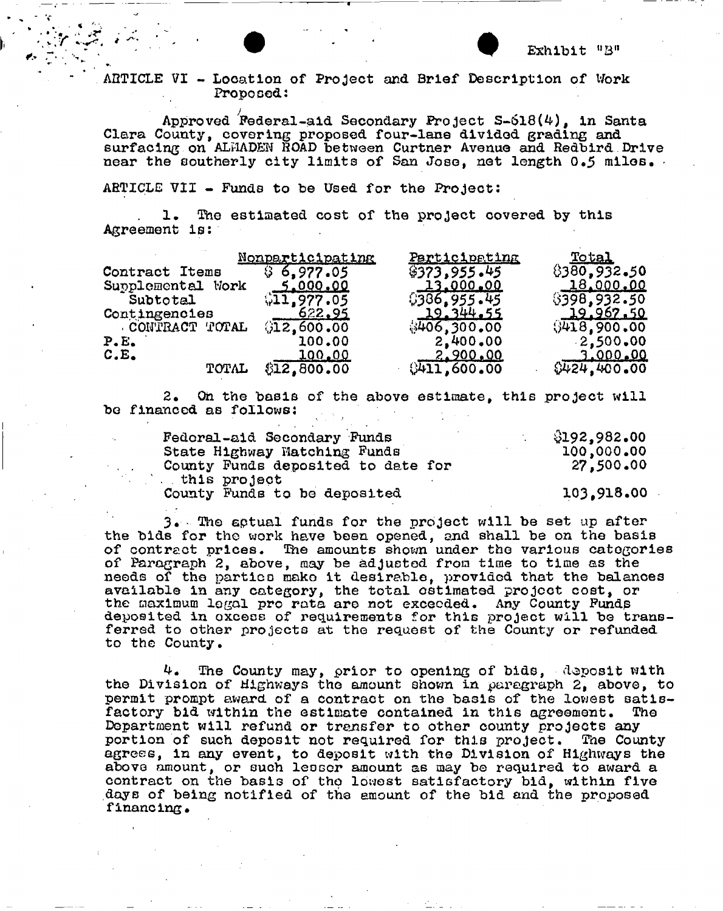Exhibit "B"

ARTICLE VI - Location of Project and Brief Description of Work Proposed:

Approved Federal-aid Secondary Project S-618(4), in Santa Clara County, covering proposed four-lane divided grading and surfacing on ALMADEN ROAD between Curtner Avenue and Redbird Drive near the southerly city limits of San Jose, net length 0.5 miles.

ARTICLE VII - Funds to be Used for the Project:

1. The estimated cost of the project covered by this Agreement is:

| | Nonparticipating | Participating | Total |
|---|---|---|---|
| Contract Items | $ 6,977.05 | $373,955.45 | $380,932.50 |
| Supplemental Work | 5,000.00 | 13,000.00 | 18,000.00 |
| Subtotal | $11,977.05 | $386,955.45 | $398,932.50 |
| Contingencies | 622.95 | 19,344.55 | 19,967.50 |
| CONTRACT TOTAL | $12,600.00 | $406,300.00 | $418,900.00 |
| P.E. | 100.00 | 2,400.00 | 2,500.00 |
| C.E. | 100.00 | 2,900.00 | 3,000.00 |
| TOTAL | $12,800.00 | $411,600.00 | $424,400.00 |

2. On the basis of the above estimate, this project will be financed as follows:

| | |
|---|---|
| Federal-aid Secondary Funds | $192,982.00 |
| State Highway Matching Funds | 100,000.00 |
| County Funds deposited to date for this project | 27,500.00 |
| County Funds to be deposited | 103,918.00 |

3. The actual funds for the project will be set up after the bids for the work have been opened, and shall be on the basis of contract prices. The amounts shown under the various categories of Paragraph 2, above, may be adjusted from time to time as the needs of the parties make it desirable, provided that the balances available in any category, the total estimated project cost, or the maximum legal pro rata are not exceeded. Any County Funds deposited in excess of requirements for this project will be transferred to other projects at the request of the County or refunded to the County.

4. The County may, prior to opening of bids, deposit with the Division of Highways the amount shown in paragraph 2, above, to permit prompt award of a contract on the basis of the lowest satisfactory bid within the estimate contained in this agreement. The Department will refund or transfer to other county projects any portion of such deposit not required for this project. The County agrees, in any event, to deposit with the Division of Highways the above amount, or such lesser amount as may be required to award a contract on the basis of the lowest satisfactory bid, within five days of being notified of the amount of the bid and the proposed financing.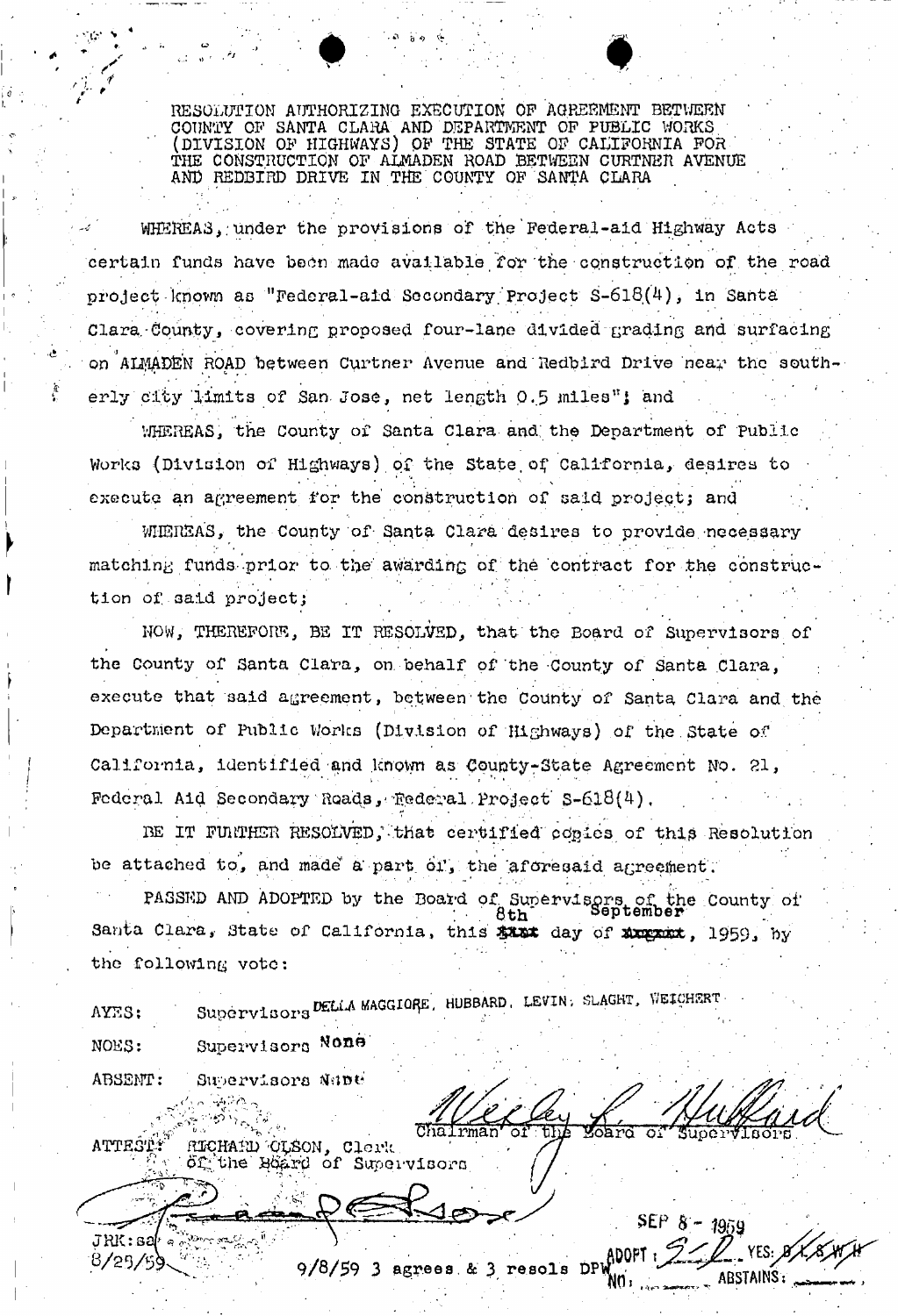RESOLUTION AUTHORIZING EXECUTION OF AGREEMENT BETWEEN COUNTY OF SANTA CLARA AND DEPARTMENT OF PUBLIC WORKS (DIVISION OF HIGHWAYS) OF THE STATE OF CALIFORNIA FOR THE CONSTRUCTION OF ALMADEN ROAD BETWEEN CURTNER AVENUE AND REDBIRD DRIVE IN THE COUNTY OF SANTA CLARA

WHEREAS, under the provisions of the Federal-aid Highway Acts certain funds have been made available for the construction of the road project known as "Federal-aid Secondary Project S-618(4), in Santa Clara County, covering proposed four-lane divided grading and surfacing on ALMADEN ROAD between Curtner Avenue and Redbird Drive near the southerly city limits of San Jose, net length 0.5 miles"; and

WHEREAS, the County of Santa Clara and the Department of Public Works (Division of Highways) of the State of California, desires to execute an agreement for the construction of said project; and

WHEREAS, the County of Santa Clara desires to provide necessary matching funds prior to the awarding of the contract for the construction of said project;

NOW, THEREFORE, BE IT RESOLVED, that the Board of Supervisors of the County of Santa Clara, on behalf of the County of Santa Clara, execute that said agreement, between the County of Santa Clara and the Department of Public Works (Division of Highways) of the State of California, identified and known as County-State Agreement No. 21, Federal Aid Secondary Roads, Federal Project S-618(4).

BE IT FURTHER RESOLVED, that certified copies of this Resolution be attached to, and made a part of, the aforesaid agreement.

PASSED AND ADOPTED by the Board of Supervisors of the County of Santa Clara, State of California, this ~~31st~~ 8th day of ~~August~~ September, 1959, by the following vote:

AYES: Supervisors DELLA MAGGIORE, HUBBARD, LEVIN, SLAGHT, WEICHERT

NOES: Supervisors None

ABSENT: Supervisors None

Wesley L. Hubbard
Chairman of the Board of Supervisors

ATTEST: RICHARD OLSON, Clerk of the Board of Supervisors

Richard P. Olson

JRK:sa
8/25/59

9/8/59 3 agrees & 3 resols DPW

SEP 8 - 1959
ADOPT: 5-0 YES: D/L/S/W/H
NO: ABSTAINS: